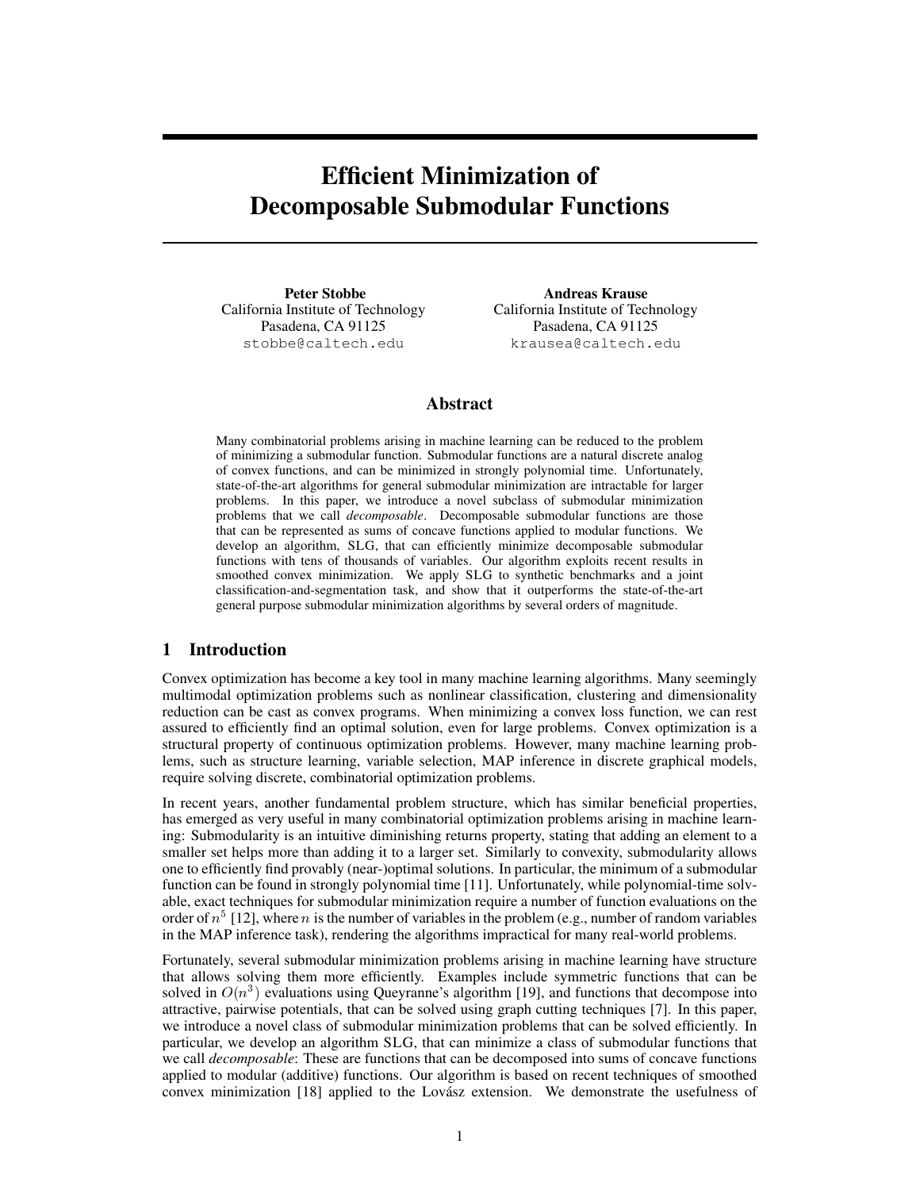# Efficient Minimization of Decomposable Submodular Functions

**Peter Stobbe**
California Institute of Technology
Pasadena, CA 91125
stobbe@caltech.edu

**Andreas Krause**
California Institute of Technology
Pasadena, CA 91125
krausea@caltech.edu

## Abstract

Many combinatorial problems arising in machine learning can be reduced to the problem of minimizing a submodular function. Submodular functions are a natural discrete analog of convex functions, and can be minimized in strongly polynomial time. Unfortunately, state-of-the-art algorithms for general submodular minimization are intractable for larger problems. In this paper, we introduce a novel subclass of submodular minimization problems that we call *decomposable*. Decomposable submodular functions are those that can be represented as sums of concave functions applied to modular functions. We develop an algorithm, SLG, that can efficiently minimize decomposable submodular functions with tens of thousands of variables. Our algorithm exploits recent results in smoothed convex minimization. We apply SLG to synthetic benchmarks and a joint classification-and-segmentation task, and show that it outperforms the state-of-the-art general purpose submodular minimization algorithms by several orders of magnitude.

## 1 Introduction

Convex optimization has become a key tool in many machine learning algorithms. Many seemingly multimodal optimization problems such as nonlinear classification, clustering and dimensionality reduction can be cast as convex programs. When minimizing a convex loss function, we can rest assured to efficiently find an optimal solution, even for large problems. Convex optimization is a structural property of continuous optimization problems. However, many machine learning problems, such as structure learning, variable selection, MAP inference in discrete graphical models, require solving discrete, combinatorial optimization problems.

In recent years, another fundamental problem structure, which has similar beneficial properties, has emerged as very useful in many combinatorial optimization problems arising in machine learning: Submodularity is an intuitive diminishing returns property, stating that adding an element to a smaller set helps more than adding it to a larger set. Similarly to convexity, submodularity allows one to efficiently find provably (near-)optimal solutions. In particular, the minimum of a submodular function can be found in strongly polynomial time [11]. Unfortunately, while polynomial-time solvable, exact techniques for submodular minimization require a number of function evaluations on the order of $n^5$ [12], where $n$ is the number of variables in the problem (e.g., number of random variables in the MAP inference task), rendering the algorithms impractical for many real-world problems.

Fortunately, several submodular minimization problems arising in machine learning have structure that allows solving them more efficiently. Examples include symmetric functions that can be solved in $O(n^3)$ evaluations using Queyranne's algorithm [19], and functions that decompose into attractive, pairwise potentials, that can be solved using graph cutting techniques [7]. In this paper, we introduce a novel class of submodular minimization problems that can be solved efficiently. In particular, we develop an algorithm SLG, that can minimize a class of submodular functions that we call *decomposable*: These are functions that can be decomposed into sums of concave functions applied to modular (additive) functions. Our algorithm is based on recent techniques of smoothed convex minimization [18] applied to the Lovász extension. We demonstrate the usefulness of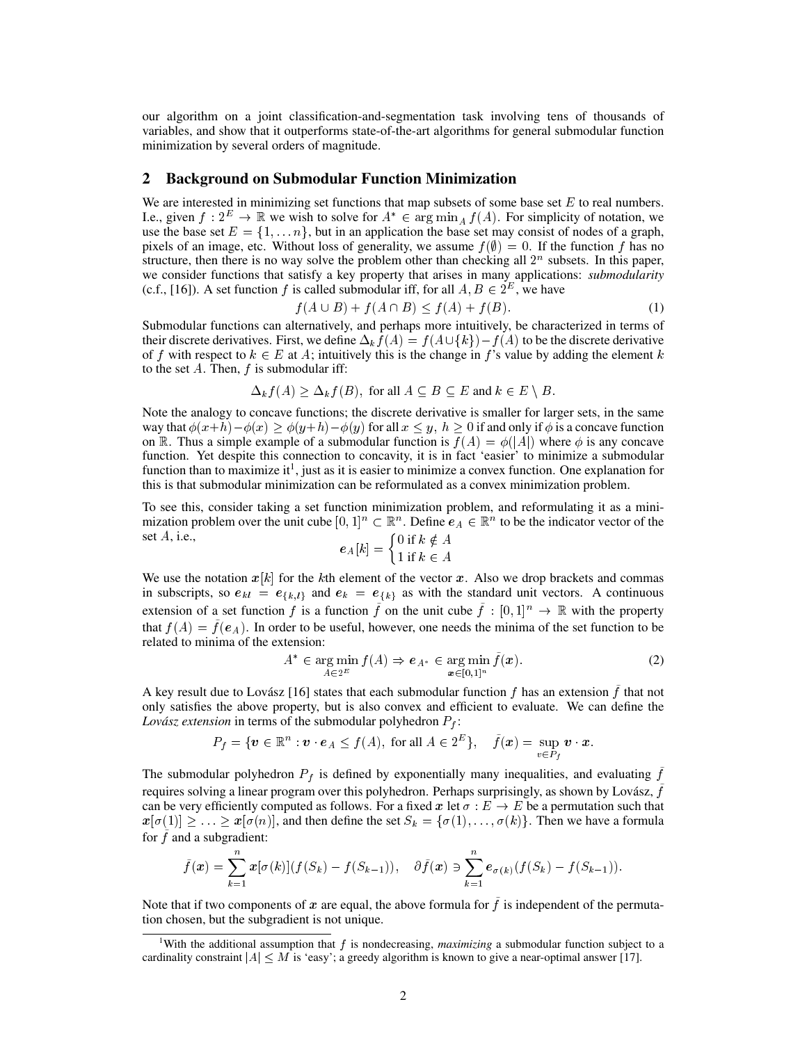our algorithm on a joint classification-and-segmentation task involving tens of thousands of variables, and show that it outperforms state-of-the-art algorithms for general submodular function minimization by several orders of magnitude.

## 2 Background on Submodular Function Minimization

We are interested in minimizing set functions that map subsets of some base set $E$ to real numbers. I.e., given $f : 2^E \to \mathbb{R}$ we wish to solve for $A^* \in \arg\min_A f(A)$. For simplicity of notation, we use the base set $E = \{1, \ldots n\}$, but in an application the base set may consist of nodes of a graph, pixels of an image, etc. Without loss of generality, we assume $f(\emptyset) = 0$. If the function $f$ has no structure, then there is no way solve the problem other than checking all $2^n$ subsets. In this paper, we consider functions that satisfy a key property that arises in many applications: *submodularity* (c.f., [16]). A set function $f$ is called submodular iff, for all $A, B \in 2^E$, we have

$$f(A \cup B) + f(A \cap B) \leq f(A) + f(B). \tag{1}$$

Submodular functions can alternatively, and perhaps more intuitively, be characterized in terms of their discrete derivatives. First, we define $\Delta_k f(A) = f(A \cup \{k\}) - f(A)$ to be the discrete derivative of $f$ with respect to $k \in E$ at $A$; intuitively this is the change in $f$'s value by adding the element $k$ to the set $A$. Then, $f$ is submodular iff:

$$\Delta_k f(A) \geq \Delta_k f(B), \text{ for all } A \subseteq B \subseteq E \text{ and } k \in E \setminus B.$$

Note the analogy to concave functions; the discrete derivative is smaller for larger sets, in the same way that $\phi(x+h) - \phi(x) \geq \phi(y+h) - \phi(y)$ for all $x \leq y,\ h \geq 0$ if and only if $\phi$ is a concave function on $\mathbb{R}$. Thus a simple example of a submodular function is $f(A) = \phi(|A|)$ where $\phi$ is any concave function. Yet despite this connection to concavity, it is in fact 'easier' to minimize a submodular function than to maximize it[1], just as it is easier to minimize a convex function. One explanation for this is that submodular minimization can be reformulated as a convex minimization problem.

To see this, consider taking a set function minimization problem, and reformulating it as a minimization problem over the unit cube $[0, 1]^n \subset \mathbb{R}^n$. Define $\boldsymbol{e}_A \in \mathbb{R}^n$ to be the indicator vector of the set $A$, i.e.,

$$\boldsymbol{e}_A[k] = \begin{cases} 0 \text{ if } k \notin A \\ 1 \text{ if } k \in A \end{cases}$$

We use the notation $\boldsymbol{x}[k]$ for the $k$th element of the vector $\boldsymbol{x}$. Also we drop brackets and commas in subscripts, so $\boldsymbol{e}_{kl} = \boldsymbol{e}_{\{k,l\}}$ and $\boldsymbol{e}_k = \boldsymbol{e}_{\{k\}}$ as with the standard unit vectors. A continuous extension of a set function $f$ is a function $\bar{f}$ on the unit cube $\bar{f} : [0, 1]^n \to \mathbb{R}$ with the property that $f(A) = \bar{f}(\boldsymbol{e}_A)$. In order to be useful, however, one needs the minima of the set function to be related to minima of the extension:

$$A^* \in \arg\min_{A \in 2^E} f(A) \Rightarrow \boldsymbol{e}_{A^*} \in \arg\min_{\boldsymbol{x} \in [0,1]^n} \bar{f}(\boldsymbol{x}). \tag{2}$$

A key result due to Lovász [16] states that each submodular function $f$ has an extension $\bar{f}$ that not only satisfies the above property, but is also convex and efficient to evaluate. We can define the *Lovász extension* in terms of the submodular polyhedron $P_f$:

$$P_f = \{\boldsymbol{v} \in \mathbb{R}^n : \boldsymbol{v} \cdot \boldsymbol{e}_A \leq f(A), \text{ for all } A \in 2^E\}, \quad \bar{f}(\boldsymbol{x}) = \sup_{v \in P_f} \boldsymbol{v} \cdot \boldsymbol{x}.$$

The submodular polyhedron $P_f$ is defined by exponentially many inequalities, and evaluating $\bar{f}$ requires solving a linear program over this polyhedron. Perhaps surprisingly, as shown by Lovász, $\bar{f}$ can be very efficiently computed as follows. For a fixed $\boldsymbol{x}$ let $\sigma : E \to E$ be a permutation such that $\boldsymbol{x}[\sigma(1)] \geq \ldots \geq \boldsymbol{x}[\sigma(n)]$, and then define the set $S_k = \{\sigma(1), \ldots, \sigma(k)\}$. Then we have a formula for $\bar{f}$ and a subgradient:

$$\bar{f}(\boldsymbol{x}) = \sum_{k=1}^{n} \boldsymbol{x}[\sigma(k)](f(S_k) - f(S_{k-1})), \quad \partial \bar{f}(\boldsymbol{x}) \ni \sum_{k=1}^{n} \boldsymbol{e}_{\sigma(k)}(f(S_k) - f(S_{k-1})).$$

Note that if two components of $\boldsymbol{x}$ are equal, the above formula for $\bar{f}$ is independent of the permutation chosen, but the subgradient is not unique.

[1] With the additional assumption that $f$ is nondecreasing, *maximizing* a submodular function subject to a cardinality constraint $|A| \leq M$ is 'easy'; a greedy algorithm is known to give a near-optimal answer [17].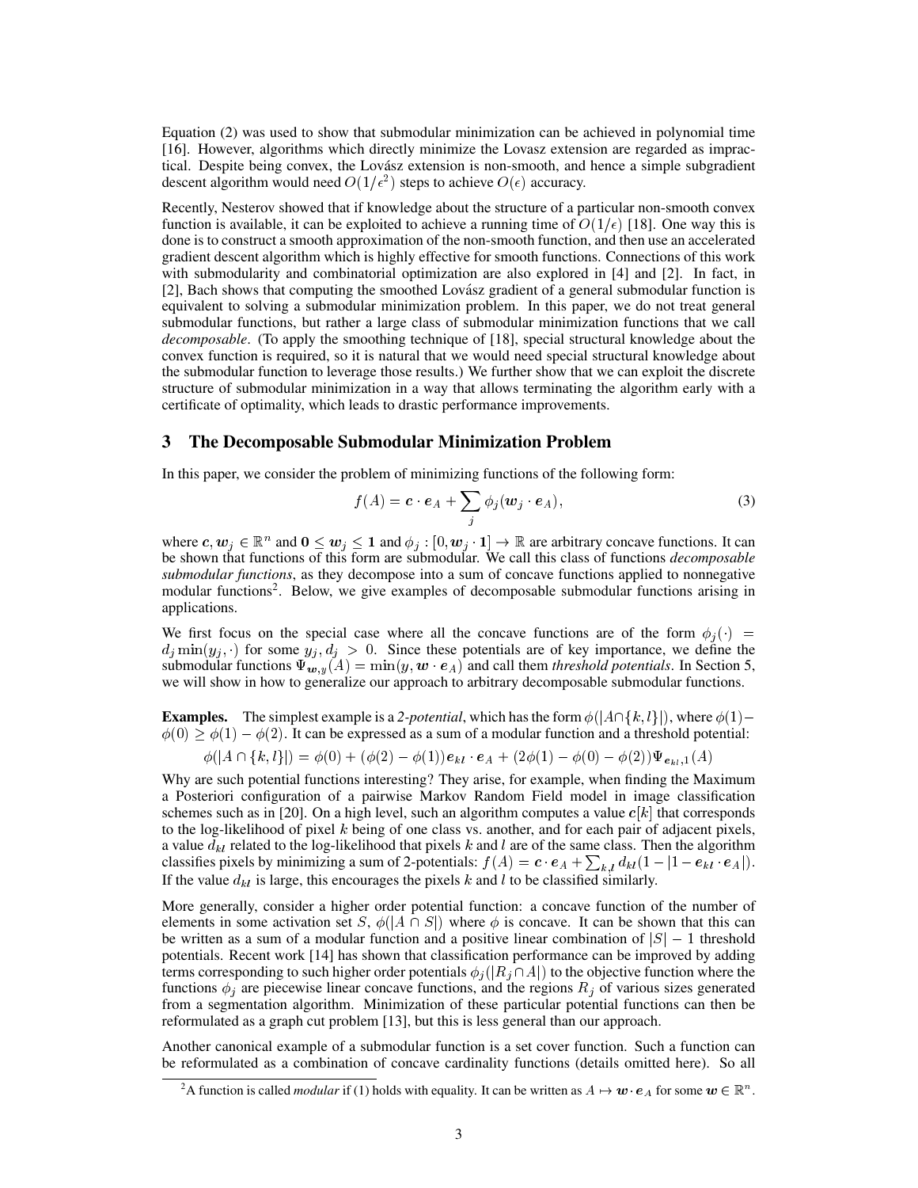Equation (2) was used to show that submodular minimization can be achieved in polynomial time [16]. However, algorithms which directly minimize the Lovasz extension are regarded as impractical. Despite being convex, the Lovász extension is non-smooth, and hence a simple subgradient descent algorithm would need $O(1/\epsilon^2)$ steps to achieve $O(\epsilon)$ accuracy.

Recently, Nesterov showed that if knowledge about the structure of a particular non-smooth convex function is available, it can be exploited to achieve a running time of $O(1/\epsilon)$ [18]. One way this is done is to construct a smooth approximation of the non-smooth function, and then use an accelerated gradient descent algorithm which is highly effective for smooth functions. Connections of this work with submodularity and combinatorial optimization are also explored in [4] and [2]. In fact, in [2], Bach shows that computing the smoothed Lovász gradient of a general submodular function is equivalent to solving a submodular minimization problem. In this paper, we do not treat general submodular functions, but rather a large class of submodular minimization functions that we call *decomposable*. (To apply the smoothing technique of [18], special structural knowledge about the convex function is required, so it is natural that we would need special structural knowledge about the submodular function to leverage those results.) We further show that we can exploit the discrete structure of submodular minimization in a way that allows terminating the algorithm early with a certificate of optimality, which leads to drastic performance improvements.

## 3 The Decomposable Submodular Minimization Problem

In this paper, we consider the problem of minimizing functions of the following form:

$$f(A) = \boldsymbol{c} \cdot \boldsymbol{e}_A + \sum_j \phi_j(\boldsymbol{w}_j \cdot \boldsymbol{e}_A), \tag{3}$$

where $\boldsymbol{c}, \boldsymbol{w}_j \in \mathbb{R}^n$ and $\boldsymbol{0} \le \boldsymbol{w}_j \le \boldsymbol{1}$ and $\phi_j : [0, \boldsymbol{w}_j \cdot \boldsymbol{1}] \to \mathbb{R}$ are arbitrary concave functions. It can be shown that functions of this form are submodular. We call this class of functions *decomposable submodular functions*, as they decompose into a sum of concave functions applied to nonnegative modular functions[2]. Below, we give examples of decomposable submodular functions arising in applications.

We first focus on the special case where all the concave functions are of the form $\phi_j(\cdot) = d_j \min(y_j, \cdot)$ for some $y_j, d_j > 0$. Since these potentials are of key importance, we define the submodular functions $\Psi_{\boldsymbol{w},y}(A) = \min(y, \boldsymbol{w} \cdot \boldsymbol{e}_A)$ and call them *threshold potentials*. In Section 5, we will show in how to generalize our approach to arbitrary decomposable submodular functions.

**Examples.** The simplest example is a *2-potential*, which has the form $\phi(|A \cap \{k, l\}|)$, where $\phi(1) - \phi(0) \ge \phi(1) - \phi(2)$. It can be expressed as a sum of a modular function and a threshold potential:

$$\phi(|A \cap \{k, l\}|) = \phi(0) + (\phi(2) - \phi(1))\boldsymbol{e}_{kl} \cdot \boldsymbol{e}_A + (2\phi(1) - \phi(0) - \phi(2))\Psi_{\boldsymbol{e}_{kl},1}(A)$$

Why are such potential functions interesting? They arise, for example, when finding the Maximum a Posteriori configuration of a pairwise Markov Random Field model in image classification schemes such as in [20]. On a high level, such an algorithm computes a value $\boldsymbol{c}[k]$ that corresponds to the log-likelihood of pixel $k$ being of one class vs. another, and for each pair of adjacent pixels, a value $d_{kl}$ related to the log-likelihood that pixels $k$ and $l$ are of the same class. Then the algorithm classifies pixels by minimizing a sum of 2-potentials: $f(A) = \boldsymbol{c} \cdot \boldsymbol{e}_A + \sum_{k,l} d_{kl}(1 - |1 - \boldsymbol{e}_{kl} \cdot \boldsymbol{e}_A|)$. If the value $d_{kl}$ is large, this encourages the pixels $k$ and $l$ to be classified similarly.

More generally, consider a higher order potential function: a concave function of the number of elements in some activation set $S$, $\phi(|A \cap S|)$ where $\phi$ is concave. It can be shown that this can be written as a sum of a modular function and a positive linear combination of $|S| - 1$ threshold potentials. Recent work [14] has shown that classification performance can be improved by adding terms corresponding to such higher order potentials $\phi_j(|R_j \cap A|)$ to the objective function where the functions $\phi_j$ are piecewise linear concave functions, and the regions $R_j$ of various sizes generated from a segmentation algorithm. Minimization of these particular potential functions can then be reformulated as a graph cut problem [13], but this is less general than our approach.

Another canonical example of a submodular function is a set cover function. Such a function can be reformulated as a combination of concave cardinality functions (details omitted here). So all

[2] A function is called *modular* if (1) holds with equality. It can be written as $A \mapsto \boldsymbol{w} \cdot \boldsymbol{e}_A$ for some $\boldsymbol{w} \in \mathbb{R}^n$.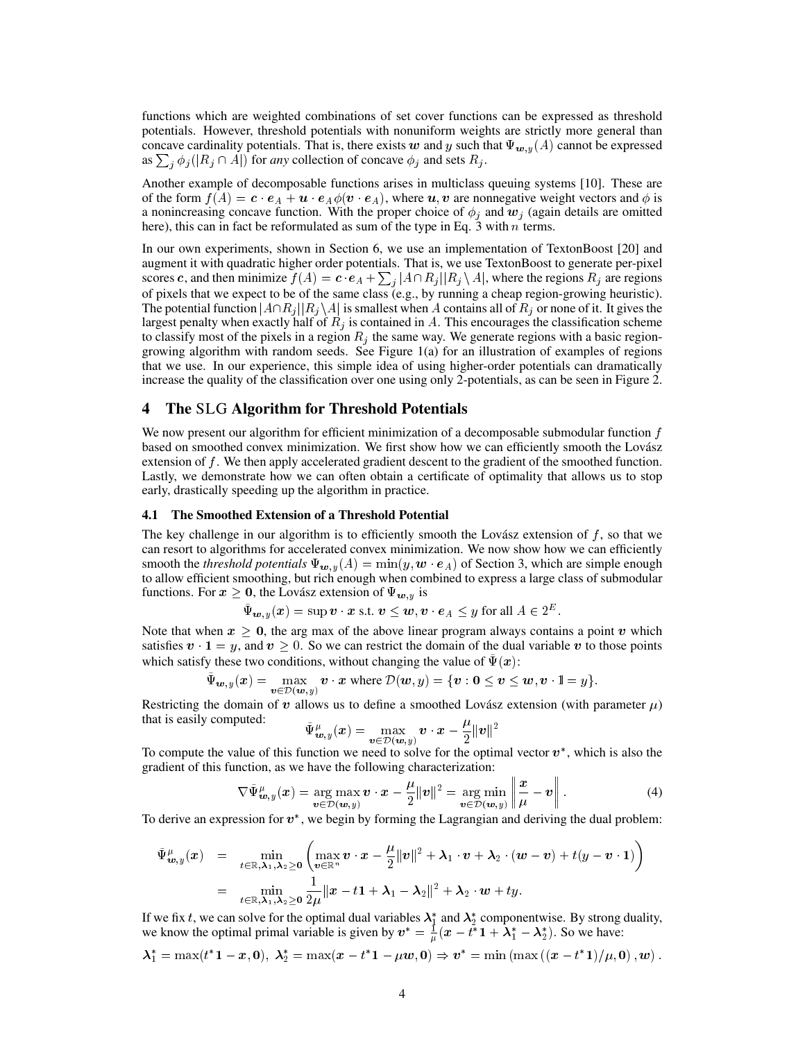functions which are weighted combinations of set cover functions can be expressed as threshold potentials. However, threshold potentials with nonuniform weights are strictly more general than concave cardinality potentials. That is, there exists $\boldsymbol{w}$ and $y$ such that $\Psi_{\boldsymbol{w},y}(A)$ cannot be expressed as $\sum_j \phi_j(|R_j \cap A|)$ for *any* collection of concave $\phi_j$ and sets $R_j$.

Another example of decomposable functions arises in multiclass queuing systems [10]. These are of the form $f(A) = \boldsymbol{c} \cdot \boldsymbol{e}_A + \boldsymbol{u} \cdot \boldsymbol{e}_A \phi(\boldsymbol{v} \cdot \boldsymbol{e}_A)$, where $\boldsymbol{u}, \boldsymbol{v}$ are nonnegative weight vectors and $\phi$ is a nonincreasing concave function. With the proper choice of $\phi_j$ and $\boldsymbol{w}_j$ (again details are omitted here), this can in fact be reformulated as sum of the type in Eq. 3 with $n$ terms.

In our own experiments, shown in Section 6, we use an implementation of TextonBoost [20] and augment it with quadratic higher order potentials. That is, we use TextonBoost to generate per-pixel scores $\boldsymbol{c}$, and then minimize $f(A) = \boldsymbol{c} \cdot \boldsymbol{e}_A + \sum_j |A \cap R_j||R_j \setminus A|$, where the regions $R_j$ are regions of pixels that we expect to be of the same class (e.g., by running a cheap region-growing heuristic). The potential function $|A \cap R_j||R_j \setminus A|$ is smallest when $A$ contains all of $R_j$ or none of it. It gives the largest penalty when exactly half of $R_j$ is contained in $A$. This encourages the classification scheme to classify most of the pixels in a region $R_j$ the same way. We generate regions with a basic region-growing algorithm with random seeds. See Figure 1(a) for an illustration of examples of regions that we use. In our experience, this simple idea of using higher-order potentials can dramatically increase the quality of the classification over one using only 2-potentials, as can be seen in Figure 2.

## 4 The SLG Algorithm for Threshold Potentials

We now present our algorithm for efficient minimization of a decomposable submodular function $f$ based on smoothed convex minimization. We first show how we can efficiently smooth the Lovász extension of $f$. We then apply accelerated gradient descent to the gradient of the smoothed function. Lastly, we demonstrate how we can often obtain a certificate of optimality that allows us to stop early, drastically speeding up the algorithm in practice.

### 4.1 The Smoothed Extension of a Threshold Potential

The key challenge in our algorithm is to efficiently smooth the Lovász extension of $f$, so that we can resort to algorithms for accelerated convex minimization. We now show how we can efficiently smooth the *threshold potentials* $\Psi_{\boldsymbol{w},y}(A) = \min(y, \boldsymbol{w} \cdot \boldsymbol{e}_A)$ of Section 3, which are simple enough to allow efficient smoothing, but rich enough when combined to express a large class of submodular functions. For $\boldsymbol{x} \geq \boldsymbol{0}$, the Lovász extension of $\Psi_{\boldsymbol{w},y}$ is

$$\bar{\Psi}_{\boldsymbol{w},y}(\boldsymbol{x}) = \sup \boldsymbol{v} \cdot \boldsymbol{x} \text{ s.t. } \boldsymbol{v} \leq \boldsymbol{w}, \boldsymbol{v} \cdot \boldsymbol{e}_A \leq y \text{ for all } A \in 2^E.$$

Note that when $\boldsymbol{x} \geq \boldsymbol{0}$, the arg max of the above linear program always contains a point $\boldsymbol{v}$ which satisfies $\boldsymbol{v} \cdot \boldsymbol{1} = y$, and $\boldsymbol{v} \geq 0$. So we can restrict the domain of the dual variable $\boldsymbol{v}$ to those points which satisfy these two conditions, without changing the value of $\bar{\Psi}(\boldsymbol{x})$:

$$\bar{\Psi}_{\boldsymbol{w},y}(\boldsymbol{x}) = \max_{\boldsymbol{v} \in \mathcal{D}(\boldsymbol{w},y)} \boldsymbol{v} \cdot \boldsymbol{x} \text{ where } \mathcal{D}(\boldsymbol{w},y) = \{\boldsymbol{v} : \boldsymbol{0} \leq \boldsymbol{v} \leq \boldsymbol{w}, \boldsymbol{v} \cdot \mathbb{1} = y\}.$$

Restricting the domain of $\boldsymbol{v}$ allows us to define a smoothed Lovász extension (with parameter $\mu$) that is easily computed:

$$\bar{\Psi}^{\mu}_{\boldsymbol{w},y}(\boldsymbol{x}) = \max_{\boldsymbol{v} \in \mathcal{D}(\boldsymbol{w},y)} \boldsymbol{v} \cdot \boldsymbol{x} - \frac{\mu}{2}\|\boldsymbol{v}\|^2$$

To compute the value of this function we need to solve for the optimal vector $\boldsymbol{v}^*$, which is also the gradient of this function, as we have the following characterization:

$$\nabla \bar{\Psi}^{\mu}_{\boldsymbol{w},y}(\boldsymbol{x}) = \arg\max_{\boldsymbol{v} \in \mathcal{D}(\boldsymbol{w},y)} \boldsymbol{v} \cdot \boldsymbol{x} - \frac{\mu}{2}\|\boldsymbol{v}\|^2 = \arg\min_{\boldsymbol{v} \in \mathcal{D}(\boldsymbol{w},y)} \left\| \frac{\boldsymbol{x}}{\mu} - \boldsymbol{v} \right\|. \tag{4}$$

To derive an expression for $\boldsymbol{v}^*$, we begin by forming the Lagrangian and deriving the dual problem:

$$\begin{aligned}
\bar{\Psi}^{\mu}_{\boldsymbol{w},y}(\boldsymbol{x}) &= \min_{t \in \mathbb{R}, \boldsymbol{\lambda}_1, \boldsymbol{\lambda}_2 \geq \boldsymbol{0}} \left( \max_{\boldsymbol{v} \in \mathbb{R}^n} \boldsymbol{v} \cdot \boldsymbol{x} - \frac{\mu}{2}\|\boldsymbol{v}\|^2 + \boldsymbol{\lambda}_1 \cdot \boldsymbol{v} + \boldsymbol{\lambda}_2 \cdot (\boldsymbol{w} - \boldsymbol{v}) + t(y - \boldsymbol{v} \cdot \boldsymbol{1}) \right) \\
&= \min_{t \in \mathbb{R}, \boldsymbol{\lambda}_1, \boldsymbol{\lambda}_2 \geq \boldsymbol{0}} \frac{1}{2\mu}\|\boldsymbol{x} - t\boldsymbol{1} + \boldsymbol{\lambda}_1 - \boldsymbol{\lambda}_2\|^2 + \boldsymbol{\lambda}_2 \cdot \boldsymbol{w} + ty.
\end{aligned}$$

If we fix $t$, we can solve for the optimal dual variables $\boldsymbol{\lambda}_1^*$ and $\boldsymbol{\lambda}_2^*$ componentwise. By strong duality, we know the optimal primal variable is given by $\boldsymbol{v}^* = \frac{1}{\mu}(\boldsymbol{x} - t^*\boldsymbol{1} + \boldsymbol{\lambda}_1^* - \boldsymbol{\lambda}_2^*)$. So we have:

$$\boldsymbol{\lambda}_1^* = \max(t^*\boldsymbol{1} - \boldsymbol{x}, \boldsymbol{0}),\ \boldsymbol{\lambda}_2^* = \max(\boldsymbol{x} - t^*\boldsymbol{1} - \mu\boldsymbol{w}, \boldsymbol{0}) \Rightarrow \boldsymbol{v}^* = \min\left(\max\left((\boldsymbol{x} - t^*\boldsymbol{1})/\mu, \boldsymbol{0}\right), \boldsymbol{w}\right).$$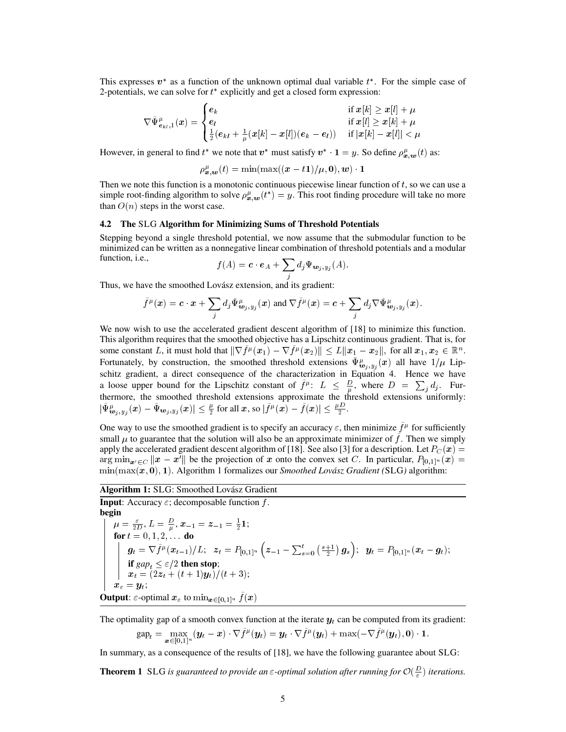This expresses $\boldsymbol{v}^*$ as a function of the unknown optimal dual variable $t^*$. For the simple case of 2-potentials, we can solve for $t^*$ explicitly and get a closed form expression:

$$\nabla \bar{\Psi}^{\mu}_{\boldsymbol{e}_{kl},1}(\boldsymbol{x}) = \begin{cases} \boldsymbol{e}_k & \text{if } \boldsymbol{x}[k] \geq \boldsymbol{x}[l] + \mu \\ \boldsymbol{e}_l & \text{if } \boldsymbol{x}[l] \geq \boldsymbol{x}[k] + \mu \\ \frac{1}{2}(\boldsymbol{e}_{kl} + \frac{1}{\mu}(\boldsymbol{x}[k] - \boldsymbol{x}[l])(\boldsymbol{e}_k - \boldsymbol{e}_l)) & \text{if } |\boldsymbol{x}[k] - \boldsymbol{x}[l]| < \mu \end{cases}$$

However, in general to find $t^*$ we note that $\boldsymbol{v}^*$ must satisfy $\boldsymbol{v}^* \cdot \boldsymbol{1} = y$. So define $\rho^{\mu}_{\boldsymbol{x},\boldsymbol{w}}(t)$ as:

$$\rho^{\mu}_{\boldsymbol{x},\boldsymbol{w}}(t) = \min(\max((\boldsymbol{x} - t\boldsymbol{1})/\mu, \boldsymbol{0}), \boldsymbol{w}) \cdot \boldsymbol{1}$$

Then we note this function is a monotonic continuous piecewise linear function of $t$, so we can use a simple root-finding algorithm to solve $\rho^{\mu}_{\boldsymbol{x},\boldsymbol{w}}(t^*) = y$. This root finding procedure will take no more than $O(n)$ steps in the worst case.

### 4.2 The SLG Algorithm for Minimizing Sums of Threshold Potentials

Stepping beyond a single threshold potential, we now assume that the submodular function to be minimized can be written as a nonnegative linear combination of threshold potentials and a modular function, i.e.,

$$f(A) = \boldsymbol{c} \cdot \boldsymbol{e}_A + \sum_j d_j \Psi_{\boldsymbol{w}_j, y_j}(A).$$

Thus, we have the smoothed Lovász extension, and its gradient:

$$\bar{f}^{\mu}(\boldsymbol{x}) = \boldsymbol{c} \cdot \boldsymbol{x} + \sum_j d_j \bar{\Psi}^{\mu}_{\boldsymbol{w}_j, y_j}(\boldsymbol{x}) \text{ and } \nabla \bar{f}^{\mu}(\boldsymbol{x}) = \boldsymbol{c} + \sum_j d_j \nabla \bar{\Psi}^{\mu}_{\boldsymbol{w}_j, y_j}(\boldsymbol{x}).$$

We now wish to use the accelerated gradient descent algorithm of [18] to minimize this function. This algorithm requires that the smoothed objective has a Lipschitz continuous gradient. That is, for some constant $L$, it must hold that $\|\nabla \bar{f}^{\mu}(\boldsymbol{x}_1) - \nabla \bar{f}^{\mu}(\boldsymbol{x}_2)\| \leq L\|\boldsymbol{x}_1 - \boldsymbol{x}_2\|$, for all $\boldsymbol{x}_1, \boldsymbol{x}_2 \in \mathbb{R}^n$. Fortunately, by construction, the smoothed threshold extensions $\bar{\Psi}^{\mu}_{\boldsymbol{w}_j, y_j}(\boldsymbol{x})$ all have $1/\mu$ Lipschitz gradient, a direct consequence of the characterization in Equation 4. Hence we have a loose upper bound for the Lipschitz constant of $\bar{f}^{\mu}$: $L \leq \frac{D}{\mu}$, where $D = \sum_j d_j$. Furthermore, the smoothed threshold extensions approximate the threshold extensions uniformly: $|\bar{\Psi}^{\mu}_{\boldsymbol{w}_j, y_j}(\boldsymbol{x}) - \bar{\Psi}_{\boldsymbol{w}_j, y_j}(\boldsymbol{x})| \leq \frac{\mu}{2}$ for all $\boldsymbol{x}$, so $|\bar{f}^{\mu}(\boldsymbol{x}) - \bar{f}(\boldsymbol{x})| \leq \frac{\mu D}{2}$.

One way to use the smoothed gradient is to specify an accuracy $\varepsilon$, then minimize $\bar{f}^{\mu}$ for sufficiently small $\mu$ to guarantee that the solution will also be an approximate minimizer of $\bar{f}$. Then we simply apply the accelerated gradient descent algorithm of [18]. See also [3] for a description. Let $P_C(\boldsymbol{x}) = \arg\min_{\boldsymbol{x}' \in C} \|\boldsymbol{x} - \boldsymbol{x}'\|$ be the projection of $\boldsymbol{x}$ onto the convex set $C$. In particular, $P_{[0,1]^n}(\boldsymbol{x}) = \min(\max(\boldsymbol{x}, \boldsymbol{0}), \boldsymbol{1})$. Algorithm 1 formalizes our *Smoothed Lovász Gradient (*SLG*)* algorithm:

---

**Algorithm 1:** SLG: Smoothed Lovász Gradient

---

**Input**: Accuracy $\varepsilon$; decomposable function $f$.
**begin**
  $\mu = \frac{\varepsilon}{2D}$, $L = \frac{D}{\mu}$, $\boldsymbol{x}_{-1} = \boldsymbol{z}_{-1} = \frac{1}{2}\boldsymbol{1}$;
  **for** $t = 0, 1, 2, \ldots$ **do**
    $\boldsymbol{g}_t = \nabla \bar{f}^{\mu}(\boldsymbol{x}_{t-1})/L$; $\boldsymbol{z}_t = P_{[0,1]^n}\left(\boldsymbol{z}_{-1} - \sum_{s=0}^{t}\left(\frac{s+1}{2}\right)\boldsymbol{g}_s\right)$; $\boldsymbol{y}_t = P_{[0,1]^n}(\boldsymbol{x}_t - \boldsymbol{g}_t)$;
    **if** $gap_t \leq \varepsilon/2$ **then stop**;
    $\boldsymbol{x}_t = (2\boldsymbol{z}_t + (t+1)\boldsymbol{y}_t)/(t+3)$;
  $\boldsymbol{x}_\varepsilon = \boldsymbol{y}_t$;
**Output**: $\varepsilon$-optimal $\boldsymbol{x}_\varepsilon$ to $\min_{\boldsymbol{x} \in [0,1]^n} \bar{f}(\boldsymbol{x})$

---

The optimality gap of a smooth convex function at the iterate $\boldsymbol{y}_t$ can be computed from its gradient:

$$\text{gap}_t = \max_{\boldsymbol{x} \in [0,1]^n} (\boldsymbol{y}_t - \boldsymbol{x}) \cdot \nabla \bar{f}^{\mu}(\boldsymbol{y}_t) = \boldsymbol{y}_t \cdot \nabla \bar{f}^{\mu}(\boldsymbol{y}_t) + \max(-\nabla \bar{f}^{\mu}(\boldsymbol{y}_t), \boldsymbol{0}) \cdot \boldsymbol{1}.$$

In summary, as a consequence of the results of [18], we have the following guarantee about SLG:

**Theorem 1** *SLG is guaranteed to provide an $\varepsilon$-optimal solution after running for $\mathcal{O}(\frac{D}{\varepsilon})$ iterations.*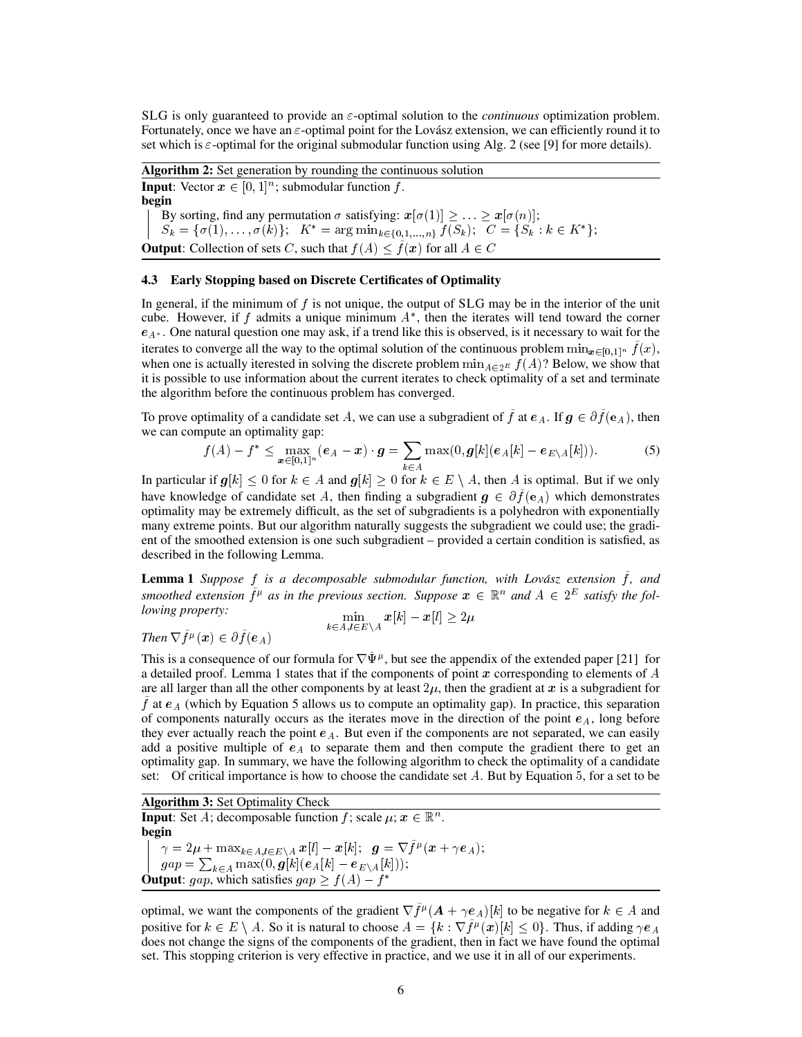SLG is only guaranteed to provide an $\varepsilon$-optimal solution to the *continuous* optimization problem. Fortunately, once we have an $\varepsilon$-optimal point for the Lovász extension, we can efficiently round it to set which is $\varepsilon$-optimal for the original submodular function using Alg. 2 (see [9] for more details).

**Algorithm 2:** Set generation by rounding the continuous solution

**Input**: Vector $\boldsymbol{x} \in [0,1]^n$; submodular function $f$.
**begin**
By sorting, find any permutation $\sigma$ satisfying: $\boldsymbol{x}[\sigma(1)] \geq \ldots \geq \boldsymbol{x}[\sigma(n)]$;
$S_k = \{\sigma(1), \ldots, \sigma(k)\}$; $K^* = \arg\min_{k \in \{0,1,\ldots,n\}} f(S_k)$; $C = \{S_k : k \in K^*\}$;
**Output**: Collection of sets $C$, such that $f(A) \leq \bar{f}(\boldsymbol{x})$ for all $A \in C$

### 4.3 Early Stopping based on Discrete Certificates of Optimality

In general, if the minimum of $f$ is not unique, the output of SLG may be in the interior of the unit cube. However, if $f$ admits a unique minimum $A^*$, then the iterates will tend toward the corner $\boldsymbol{e}_{A^*}$. One natural question one may ask, if a trend like this is observed, is it necessary to wait for the iterates to converge all the way to the optimal solution of the continuous problem $\min_{\boldsymbol{x} \in [0,1]^n} \bar{f}(x)$, when one is actually iterested in solving the discrete problem $\min_{A \in 2^E} f(A)$? Below, we show that it is possible to use information about the current iterates to check optimality of a set and terminate the algorithm before the continuous problem has converged.

To prove optimality of a candidate set $A$, we can use a subgradient of $\bar{f}$ at $\boldsymbol{e}_A$. If $\boldsymbol{g} \in \partial \bar{f}(\mathbf{e}_A)$, then we can compute an optimality gap:

$$f(A) - f^* \leq \max_{\boldsymbol{x} \in [0,1]^n} (\boldsymbol{e}_A - \boldsymbol{x}) \cdot \boldsymbol{g} = \sum_{k \in A} \max(0, \boldsymbol{g}[k](\boldsymbol{e}_A[k] - \boldsymbol{e}_{E \setminus A}[k])). \tag{5}$$

In particular if $\boldsymbol{g}[k] \leq 0$ for $k \in A$ and $\boldsymbol{g}[k] \geq 0$ for $k \in E \setminus A$, then $A$ is optimal. But if we only have knowledge of candidate set $A$, then finding a subgradient $\boldsymbol{g} \in \partial \bar{f}(\boldsymbol{e}_A)$ which demonstrates optimality may be extremely difficult, as the set of subgradients is a polyhedron with exponentially many extreme points. But our algorithm naturally suggests the subgradient we could use; the gradient of the smoothed extension is one such subgradient – provided a certain condition is satisfied, as described in the following Lemma.

**Lemma 1** *Suppose $f$ is a decomposable submodular function, with Lovász extension $\bar{f}$, and smoothed extension $\bar{f}^\mu$ as in the previous section. Suppose $\boldsymbol{x} \in \mathbb{R}^n$ and $A \in 2^E$ satisfy the following property:*

$$\min_{k \in A, l \in E \setminus A} \boldsymbol{x}[k] - \boldsymbol{x}[l] \geq 2\mu$$

*Then $\nabla \bar{f}^\mu(\boldsymbol{x}) \in \partial \bar{f}(\boldsymbol{e}_A)$*

This is a consequence of our formula for $\nabla \bar{\Psi}^\mu$, but see the appendix of the extended paper [21] for a detailed proof. Lemma 1 states that if the components of point $\boldsymbol{x}$ corresponding to elements of $A$ are all larger than all the other components by at least $2\mu$, then the gradient at $\boldsymbol{x}$ is a subgradient for $\bar{f}$ at $\boldsymbol{e}_A$ (which by Equation 5 allows us to compute an optimality gap). In practice, this separation of components naturally occurs as the iterates move in the direction of the point $\boldsymbol{e}_A$, long before they ever actually reach the point $\boldsymbol{e}_A$. But even if the components are not separated, we can easily add a positive multiple of $\boldsymbol{e}_A$ to separate them and then compute the gradient there to get an optimality gap. In summary, we have the following algorithm to check the optimality of a candidate set: Of critical importance is how to choose the candidate set $A$. But by Equation 5, for a set to be

**Algorithm 3:** Set Optimality Check

**Input**: Set $A$; decomposable function $f$; scale $\mu$; $\boldsymbol{x} \in \mathbb{R}^n$.
**begin**
$\gamma = 2\mu + \max_{k \in A, l \in E \setminus A} \boldsymbol{x}[l] - \boldsymbol{x}[k]$; $\boldsymbol{g} = \nabla \bar{f}^\mu(\boldsymbol{x} + \gamma \boldsymbol{e}_A)$;
$gap = \sum_{k \in A} \max(0, \boldsymbol{g}[k](\boldsymbol{e}_A[k] - \boldsymbol{e}_{E \setminus A}[k]))$;
**Output**: $gap$, which satisfies $gap \geq f(A) - f^*$

optimal, we want the components of the gradient $\nabla \bar{f}^\mu(\boldsymbol{A} + \gamma \boldsymbol{e}_A)[k]$ to be negative for $k \in A$ and positive for $k \in E \setminus A$. So it is natural to choose $A = \{k : \nabla \bar{f}^\mu(\boldsymbol{x})[k] \leq 0\}$. Thus, if adding $\gamma \boldsymbol{e}_A$ does not change the signs of the components of the gradient, then in fact we have found the optimal set. This stopping criterion is very effective in practice, and we use it in all of our experiments.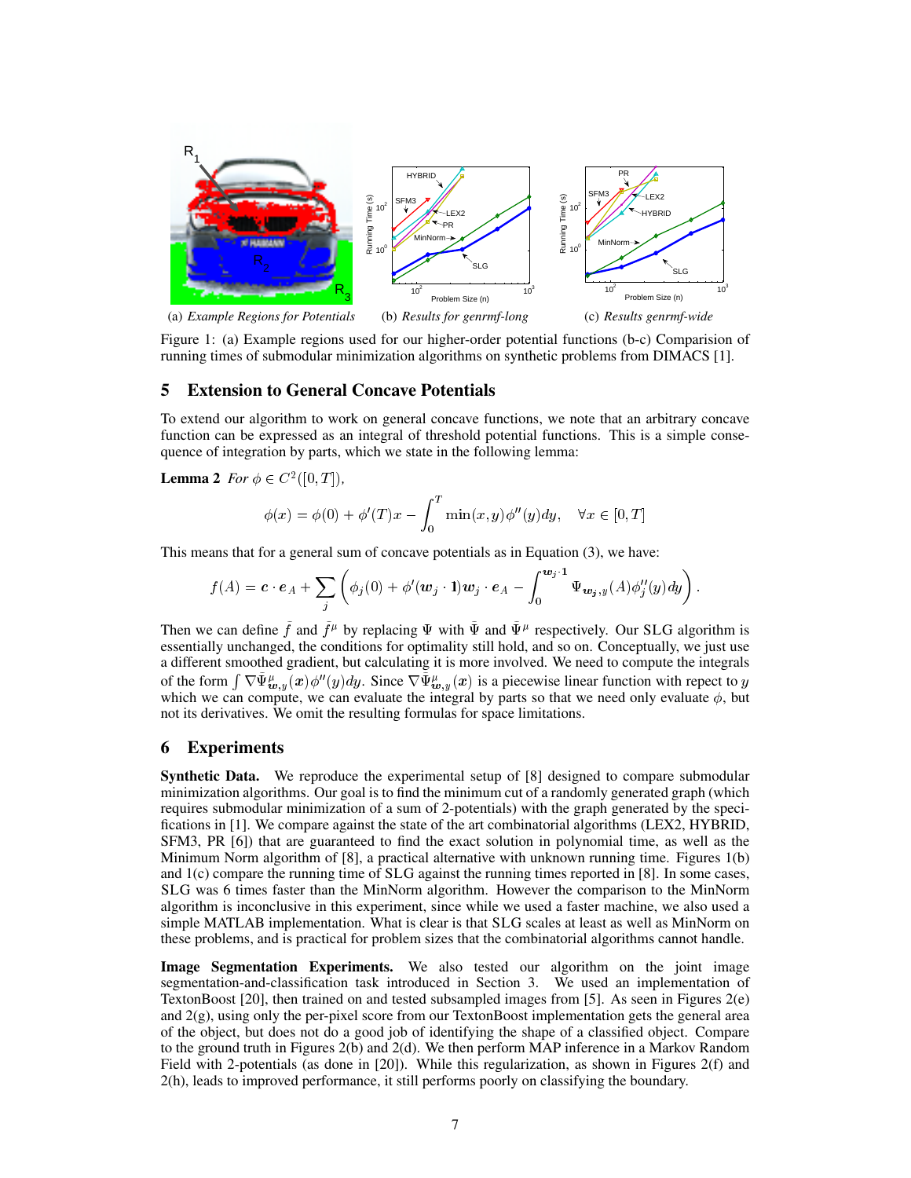(a) *Example Regions for Potentials* (b) *Results for genrmf-long* (c) *Results genrmf-wide*

Figure 1: (a) Example regions used for our higher-order potential functions (b-c) Comparision of running times of submodular minimization algorithms on synthetic problems from DIMACS [1].

## 5 Extension to General Concave Potentials

To extend our algorithm to work on general concave functions, we note that an arbitrary concave function can be expressed as an integral of threshold potential functions. This is a simple consequence of integration by parts, which we state in the following lemma:

**Lemma 2** *For $\phi \in C^2([0, T])$,*

$$\phi(x) = \phi(0) + \phi'(T)x - \int_0^T \min(x, y)\phi''(y)dy, \quad \forall x \in [0, T]$$

This means that for a general sum of concave potentials as in Equation (3), we have:

$$f(A) = \boldsymbol{c} \cdot \boldsymbol{e}_A + \sum_j \left( \phi_j(0) + \phi'(\boldsymbol{w}_j \cdot \mathbf{1})\boldsymbol{w}_j \cdot \boldsymbol{e}_A - \int_0^{\boldsymbol{w}_j \cdot \mathbf{1}} \Psi_{\boldsymbol{w_j}, y}(A)\phi''_j(y)dy \right).$$

Then we can define $\bar{f}$ and $\bar{f}^\mu$ by replacing $\Psi$ with $\bar{\Psi}$ and $\bar{\Psi}^\mu$ respectively. Our SLG algorithm is essentially unchanged, the conditions for optimality still hold, and so on. Conceptually, we just use a different smoothed gradient, but calculating it is more involved. We need to compute the integrals of the form $\int \nabla\bar{\Psi}^\mu_{\boldsymbol{w},y}(\boldsymbol{x})\phi''(y)dy$. Since $\nabla\bar{\Psi}^\mu_{\boldsymbol{w},y}(\boldsymbol{x})$ is a piecewise linear function with repect to $y$ which we can compute, we can evaluate the integral by parts so that we need only evaluate $\phi$, but not its derivatives. We omit the resulting formulas for space limitations.

## 6 Experiments

**Synthetic Data.** We reproduce the experimental setup of [8] designed to compare submodular minimization algorithms. Our goal is to find the minimum cut of a randomly generated graph (which requires submodular minimization of a sum of 2-potentials) with the graph generated by the specifications in [1]. We compare against the state of the art combinatorial algorithms (LEX2, HYBRID, SFM3, PR [6]) that are guaranteed to find the exact solution in polynomial time, as well as the Minimum Norm algorithm of [8], a practical alternative with unknown running time. Figures 1(b) and 1(c) compare the running time of SLG against the running times reported in [8]. In some cases, SLG was 6 times faster than the MinNorm algorithm. However the comparison to the MinNorm algorithm is inconclusive in this experiment, since while we used a faster machine, we also used a simple MATLAB implementation. What is clear is that SLG scales at least as well as MinNorm on these problems, and is practical for problem sizes that the combinatorial algorithms cannot handle.

**Image Segmentation Experiments.** We also tested our algorithm on the joint image segmentation-and-classification task introduced in Section 3. We used an implementation of TextonBoost [20], then trained on and tested subsampled images from [5]. As seen in Figures 2(e) and 2(g), using only the per-pixel score from our TextonBoost implementation gets the general area of the object, but does not do a good job of identifying the shape of a classified object. Compare to the ground truth in Figures 2(b) and 2(d). We then perform MAP inference in a Markov Random Field with 2-potentials (as done in [20]). While this regularization, as shown in Figures 2(f) and 2(h), leads to improved performance, it still performs poorly on classifying the boundary.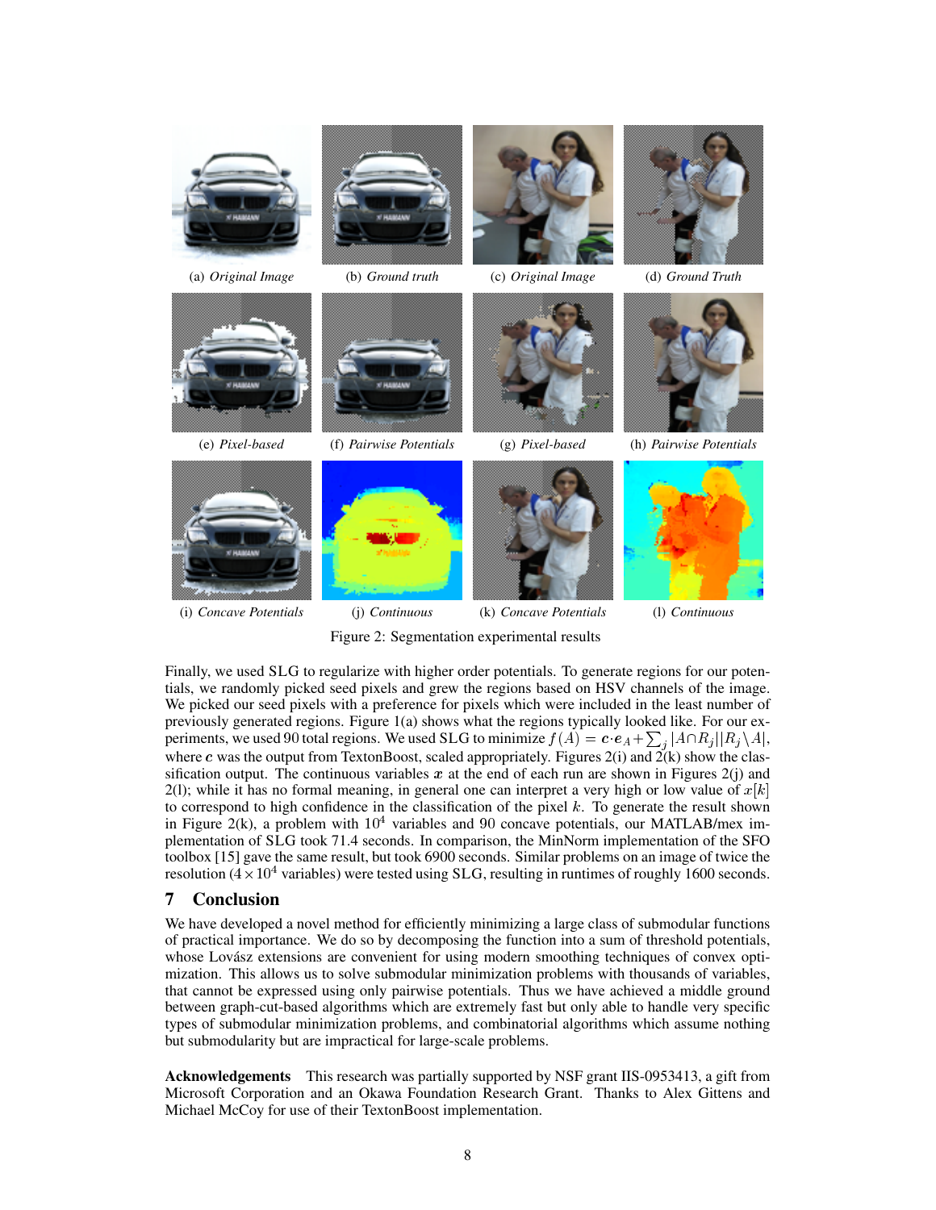(a) *Original Image* (b) *Ground truth* (c) *Original Image* (d) *Ground Truth*

(e) *Pixel-based* (f) *Pairwise Potentials* (g) *Pixel-based* (h) *Pairwise Potentials*

(i) *Concave Potentials* (j) *Continuous* (k) *Concave Potentials* (l) *Continuous*

Figure 2: Segmentation experimental results

Finally, we used SLG to regularize with higher order potentials. To generate regions for our potentials, we randomly picked seed pixels and grew the regions based on HSV channels of the image. We picked our seed pixels with a preference for pixels which were included in the least number of previously generated regions. Figure 1(a) shows what the regions typically looked like. For our experiments, we used 90 total regions. We used SLG to minimize $f(A) = \boldsymbol{c} \cdot \boldsymbol{e}_A + \sum_j |A \cap R_j||R_j \setminus A|$, where $\boldsymbol{c}$ was the output from TextonBoost, scaled appropriately. Figures 2(i) and 2(k) show the classification output. The continuous variables $\boldsymbol{x}$ at the end of each run are shown in Figures 2(j) and 2(l); while it has no formal meaning, in general one can interpret a very high or low value of $x[k]$ to correspond to high confidence in the classification of the pixel $k$. To generate the result shown in Figure 2(k), a problem with $10^4$ variables and 90 concave potentials, our MATLAB/mex implementation of SLG took 71.4 seconds. In comparison, the MinNorm implementation of the SFO toolbox [15] gave the same result, but took 6900 seconds. Similar problems on an image of twice the resolution ($4 \times 10^4$ variables) were tested using SLG, resulting in runtimes of roughly 1600 seconds.

## 7 Conclusion

We have developed a novel method for efficiently minimizing a large class of submodular functions of practical importance. We do so by decomposing the function into a sum of threshold potentials, whose Lovász extensions are convenient for using modern smoothing techniques of convex optimization. This allows us to solve submodular minimization problems with thousands of variables, that cannot be expressed using only pairwise potentials. Thus we have achieved a middle ground between graph-cut-based algorithms which are extremely fast but only able to handle very specific types of submodular minimization problems, and combinatorial algorithms which assume nothing but submodularity but are impractical for large-scale problems.

**Acknowledgements** This research was partially supported by NSF grant IIS-0953413, a gift from Microsoft Corporation and an Okawa Foundation Research Grant. Thanks to Alex Gittens and Michael McCoy for use of their TextonBoost implementation.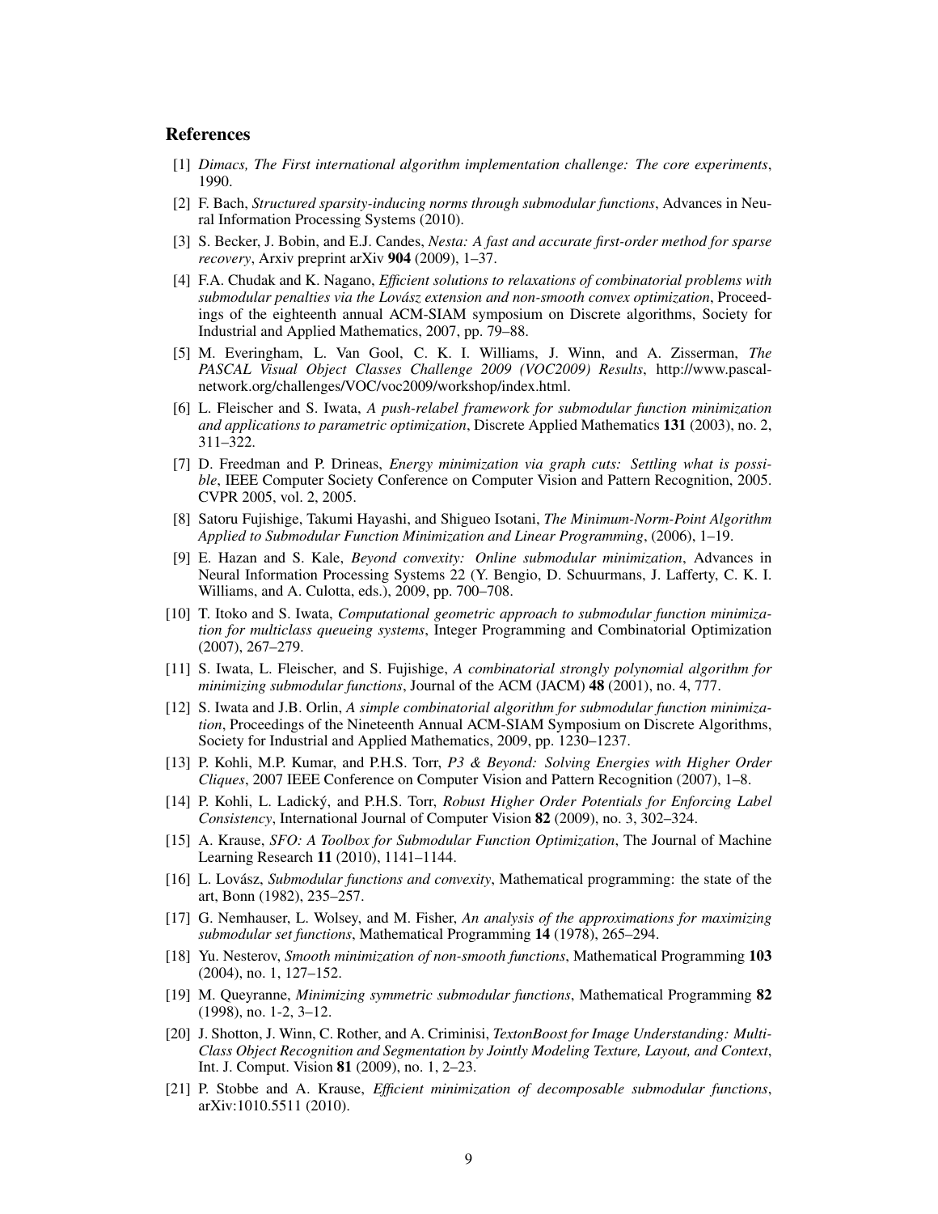## References

[1] *Dimacs, The First international algorithm implementation challenge: The core experiments*, 1990.

[2] F. Bach, *Structured sparsity-inducing norms through submodular functions*, Advances in Neural Information Processing Systems (2010).

[3] S. Becker, J. Bobin, and E.J. Candes, *Nesta: A fast and accurate first-order method for sparse recovery*, Arxiv preprint arXiv **904** (2009), 1–37.

[4] F.A. Chudak and K. Nagano, *Efficient solutions to relaxations of combinatorial problems with submodular penalties via the Lovász extension and non-smooth convex optimization*, Proceedings of the eighteenth annual ACM-SIAM symposium on Discrete algorithms, Society for Industrial and Applied Mathematics, 2007, pp. 79–88.

[5] M. Everingham, L. Van Gool, C. K. I. Williams, J. Winn, and A. Zisserman, *The PASCAL Visual Object Classes Challenge 2009 (VOC2009) Results*, http://www.pascal-network.org/challenges/VOC/voc2009/workshop/index.html.

[6] L. Fleischer and S. Iwata, *A push-relabel framework for submodular function minimization and applications to parametric optimization*, Discrete Applied Mathematics **131** (2003), no. 2, 311–322.

[7] D. Freedman and P. Drineas, *Energy minimization via graph cuts: Settling what is possible*, IEEE Computer Society Conference on Computer Vision and Pattern Recognition, 2005. CVPR 2005, vol. 2, 2005.

[8] Satoru Fujishige, Takumi Hayashi, and Shigueo Isotani, *The Minimum-Norm-Point Algorithm Applied to Submodular Function Minimization and Linear Programming*, (2006), 1–19.

[9] E. Hazan and S. Kale, *Beyond convexity: Online submodular minimization*, Advances in Neural Information Processing Systems 22 (Y. Bengio, D. Schuurmans, J. Lafferty, C. K. I. Williams, and A. Culotta, eds.), 2009, pp. 700–708.

[10] T. Itoko and S. Iwata, *Computational geometric approach to submodular function minimization for multiclass queueing systems*, Integer Programming and Combinatorial Optimization (2007), 267–279.

[11] S. Iwata, L. Fleischer, and S. Fujishige, *A combinatorial strongly polynomial algorithm for minimizing submodular functions*, Journal of the ACM (JACM) **48** (2001), no. 4, 777.

[12] S. Iwata and J.B. Orlin, *A simple combinatorial algorithm for submodular function minimization*, Proceedings of the Nineteenth Annual ACM-SIAM Symposium on Discrete Algorithms, Society for Industrial and Applied Mathematics, 2009, pp. 1230–1237.

[13] P. Kohli, M.P. Kumar, and P.H.S. Torr, *P3 & Beyond: Solving Energies with Higher Order Cliques*, 2007 IEEE Conference on Computer Vision and Pattern Recognition (2007), 1–8.

[14] P. Kohli, L. Ladický, and P.H.S. Torr, *Robust Higher Order Potentials for Enforcing Label Consistency*, International Journal of Computer Vision **82** (2009), no. 3, 302–324.

[15] A. Krause, *SFO: A Toolbox for Submodular Function Optimization*, The Journal of Machine Learning Research **11** (2010), 1141–1144.

[16] L. Lovász, *Submodular functions and convexity*, Mathematical programming: the state of the art, Bonn (1982), 235–257.

[17] G. Nemhauser, L. Wolsey, and M. Fisher, *An analysis of the approximations for maximizing submodular set functions*, Mathematical Programming **14** (1978), 265–294.

[18] Yu. Nesterov, *Smooth minimization of non-smooth functions*, Mathematical Programming **103** (2004), no. 1, 127–152.

[19] M. Queyranne, *Minimizing symmetric submodular functions*, Mathematical Programming **82** (1998), no. 1-2, 3–12.

[20] J. Shotton, J. Winn, C. Rother, and A. Criminisi, *TextonBoost for Image Understanding: Multi-Class Object Recognition and Segmentation by Jointly Modeling Texture, Layout, and Context*, Int. J. Comput. Vision **81** (2009), no. 1, 2–23.

[21] P. Stobbe and A. Krause, *Efficient minimization of decomposable submodular functions*, arXiv:1010.5511 (2010).